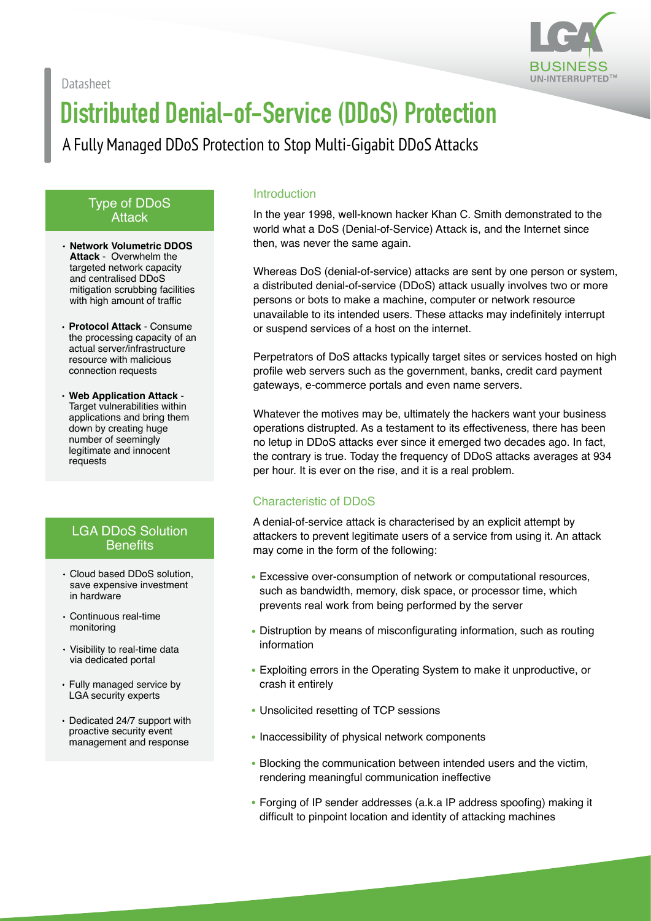Datasheet

# Distributed Denial-of-Service (DDoS) Protection

A Fully Managed DDoS Protection to Stop Multi-Gigabit DDoS Attacks

## Introduction

In the year 1998, well-known hacker Khan C. Smith demonstrated to the world what a DoS (Denial-of-Service) Attack is, and the Internet since then, was never the same again.

Whereas DoS (denial-of-service) attacks are sent by one person or system, a distributed denial-of-service (DDoS) attack usually involves two or more persons or bots to make a machine, computer or network resource unavailable to its intended users. These attacks may indefinitely interrupt or suspend services of a host on the internet.

Perpetrators of DoS attacks typically target sites or services hosted on high profile web servers such as the government, banks, credit card payment gateways, e-commerce portals and even name servers.

Whatever the motives may be, ultimately the hackers want your business operations distrupted. As a testament to its effectiveness, there has been no letup in DDoS attacks ever since it emerged two decades ago. In fact, the contrary is true. Today the frequency of DDoS attacks averages at 934 per hour. It is ever on the rise, and it is a real problem.

## Characteristic of DDoS

A denial-of-service attack is characterised by an explicit attempt by attackers to prevent legitimate users of a service from using it. An attack may come in the form of the following:

- Excessive over-consumption of network or computational resources, such as bandwidth, memory, disk space, or processor time, which prevents real work from being performed by the server
- Distruption by means of misconfigurating information, such as routing information
- Exploiting errors in the Operating System to make it unproductive, or crash it entirely
- Unsolicited resetting of TCP sessions
- Inaccessibility of physical network components
- Blocking the communication between intended users and the victim, rendering meaningful communication ineffective
- Forging of IP sender addresses (a.k.a IP address spoofing) making it difficult to pinpoint location and identity of attacking machines

## Type of DDoS Attack

- **Network Volumetric DDOS Attack** - Overwhelm the targeted network capacity and centralised DDoS mitigation scrubbing facilities with high amount of traffic
- **Protocol Attack** - Consume the processing capacity of an actual server/infrastructure resource with malicious connection requests
- **Web Application Attack** - Target vulnerabilities within applications and bring them down by creating huge number of seemingly legitimate and innocent requests

## LGA DDoS Solution Benefits

- Cloud based DDoS solution, save expensive investment in hardware
- Continuous real-time monitoring
- Visibility to real-time data via dedicated portal
- Fully managed service by LGA security experts
- Dedicated 24/7 support with proactive security event management and response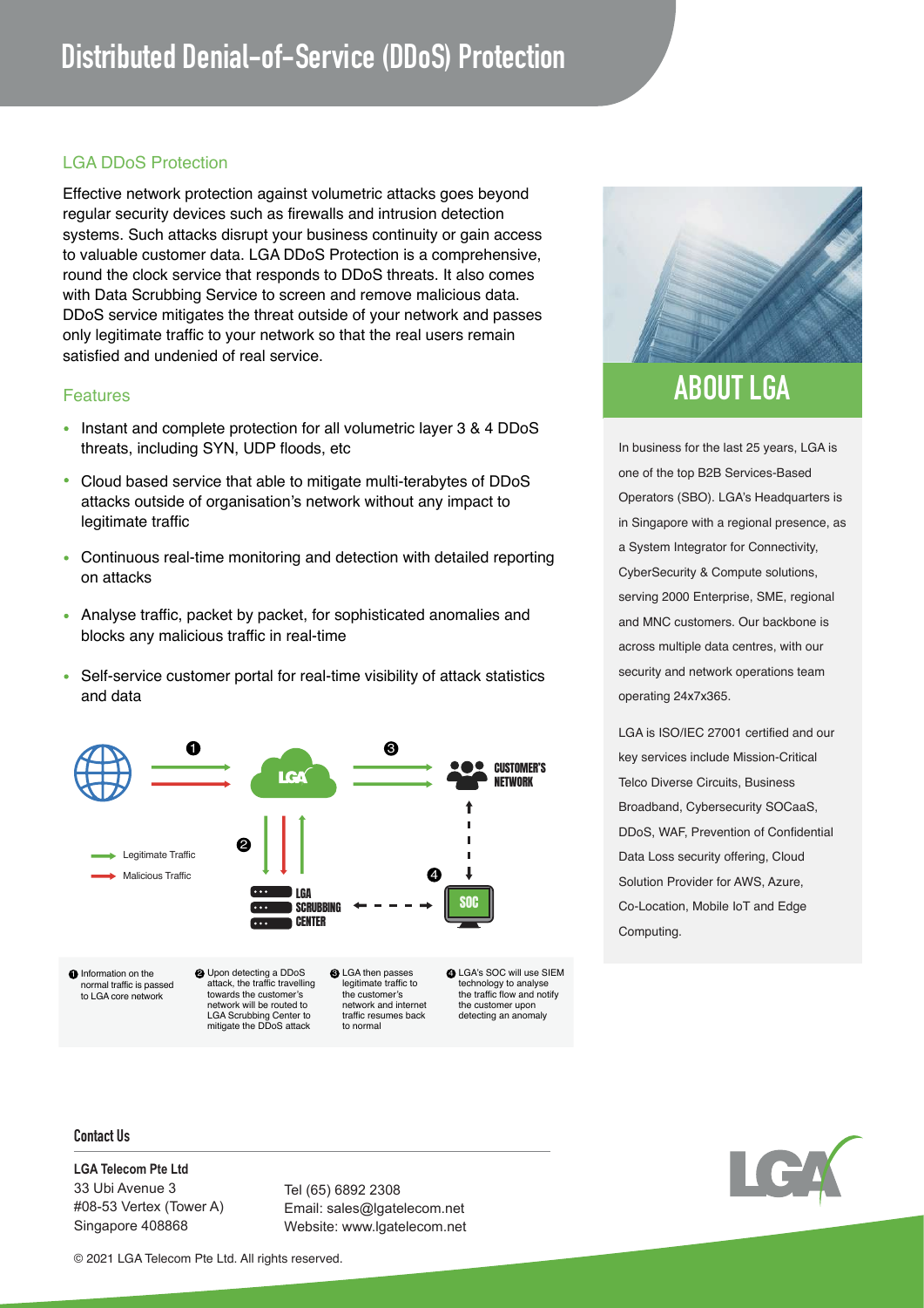# Distributed Denial-of-Service (DDoS) Protection

## LGA DDoS Protection

Effective network protection against volumetric attacks goes beyond regular security devices such as firewalls and intrusion detection systems. Such attacks disrupt your business continuity or gain access to valuable customer data. LGA DDoS Protection is a comprehensive, round the clock service that responds to DDoS threats. It also comes with Data Scrubbing Service to screen and remove malicious data. DDoS service mitigates the threat outside of your network and passes only legitimate traffic to your network so that the real users remain satisfied and undenied of real service.

## Features

- Instant and complete protection for all volumetric layer 3 & 4 DDoS threats, including SYN, UDP floods, etc
- Cloud based service that able to mitigate multi-terabytes of DDoS attacks outside of organisation's network without any impact to legitimate traffic
- Continuous real-time monitoring and detection with detailed reporting on attacks
- Analyse traffic, packet by packet, for sophisticated anomalies and blocks any malicious traffic in real-time
- Self-service customer portal for real-time visibility of attack statistics and data

1 2 3 4

LGA

CUSTOMER'S NETWORK

Legitimate Traffic

Malicious Traffic

LGA SCRUBBING CENTER

SOC

1. Information on the normal traffic is passed to LGA core network
2. Upon detecting a DDoS attack, the traffic travelling towards the customer's network will be routed to LGA Scrubbing Center to mitigate the DDoS attack
3. LGA then passes legitimate traffic to the customer's network and internet traffic resumes back to normal
4. LGA's SOC will use SIEM technology to analyse the traffic flow and notify the customer upon detecting an anomaly

## ABOUT LGA

In business for the last 25 years, LGA is one of the top B2B Services-Based Operators (SBO). LGA's Headquarters is in Singapore with a regional presence, as a System Integrator for Connectivity, CyberSecurity & Compute solutions, serving 2000 Enterprise, SME, regional and MNC customers. Our backbone is across multiple data centres, with our security and network operations team operating 24x7x365.

LGA is ISO/IEC 27001 certified and our key services include Mission-Critical Telco Diverse Circuits, Business Broadband, Cybersecurity SOCaaS, DDoS, WAF, Prevention of Confidential Data Loss security offering, Cloud Solution Provider for AWS, Azure, Co-Location, Mobile IoT and Edge Computing.

## Contact Us

**LGA Telecom Pte Ltd**
33 Ubi Avenue 3
#08-53 Vertex (Tower A)
Singapore 408868

Tel (65) 6892 2308
Email: sales@lgatelecom.net
Website: www.lgatelecom.net

© 2021 LGA Telecom Pte Ltd. All rights reserved.